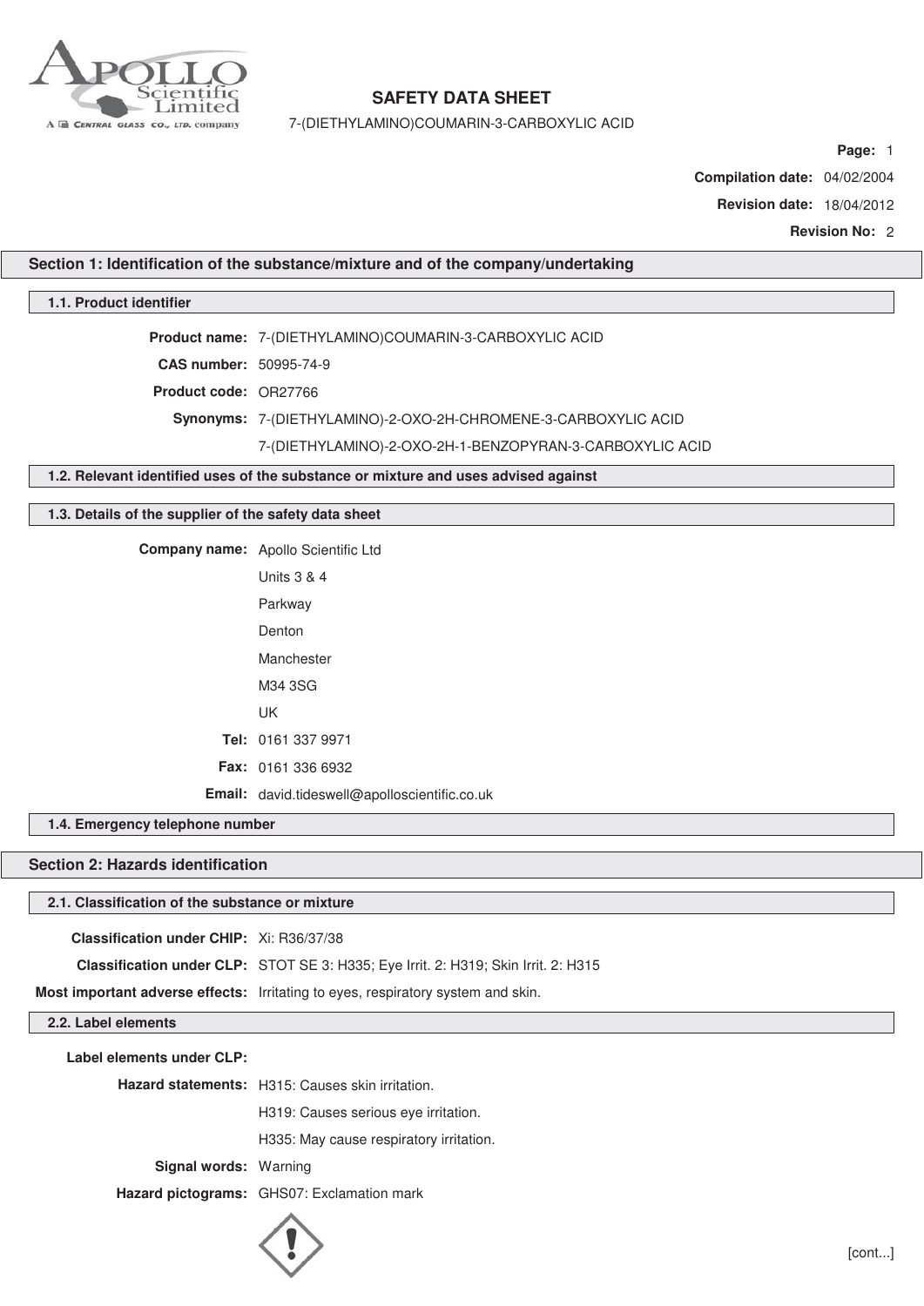# SAFETY DATA SHEET

7-(DIETHYLAMINO)COUMARIN-3-CARBOXYLIC ACID

**Page:** 1

**Compilation date:** 04/02/2004

**Revision date:** 18/04/2012

**Revision No:** 2

## Section 1: Identification of the substance/mixture and of the company/undertaking

### 1.1. Product identifier

**Product name:** 7-(DIETHYLAMINO)COUMARIN-3-CARBOXYLIC ACID

**CAS number:** 50995-74-9

**Product code:** OR27766

**Synonyms:** 7-(DIETHYLAMINO)-2-OXO-2H-CHROMENE-3-CARBOXYLIC ACID
7-(DIETHYLAMINO)-2-OXO-2H-1-BENZOPYRAN-3-CARBOXYLIC ACID

### 1.2. Relevant identified uses of the substance or mixture and uses advised against

### 1.3. Details of the supplier of the safety data sheet

**Company name:** Apollo Scientific Ltd
Units 3 & 4
Parkway
Denton
Manchester
M34 3SG
UK

**Tel:** 0161 337 9971

**Fax:** 0161 336 6932

**Email:** david.tideswell@apolloscientific.co.uk

### 1.4. Emergency telephone number

## Section 2: Hazards identification

### 2.1. Classification of the substance or mixture

**Classification under CHIP:** Xi: R36/37/38

**Classification under CLP:** STOT SE 3: H335; Eye Irrit. 2: H319; Skin Irrit. 2: H315

**Most important adverse effects:** Irritating to eyes, respiratory system and skin.

### 2.2. Label elements

**Label elements under CLP:**

**Hazard statements:** H315: Causes skin irritation.
H319: Causes serious eye irritation.
H335: May cause respiratory irritation.

**Signal words:** Warning

**Hazard pictograms:** GHS07: Exclamation mark

[cont...]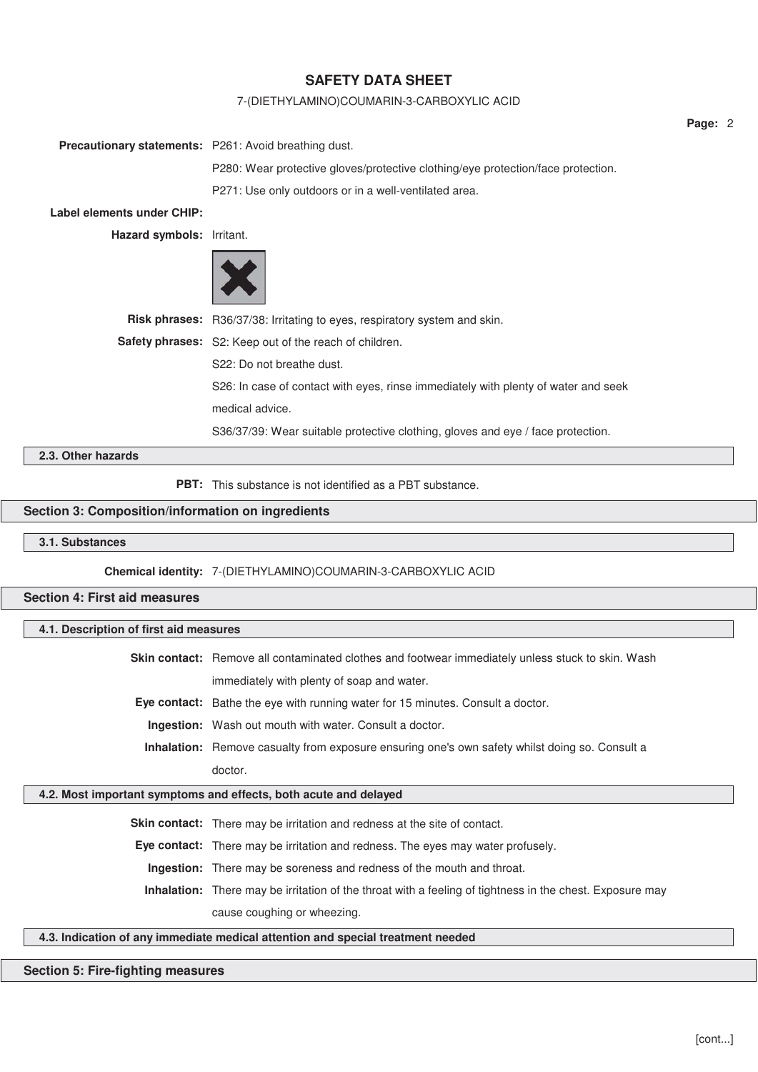**Precautionary statements:** P261: Avoid breathing dust.

P280: Wear protective gloves/protective clothing/eye protection/face protection.

P271: Use only outdoors or in a well-ventilated area.

**Label elements under CHIP:**

**Hazard symbols:** Irritant.

**Risk phrases:** R36/37/38: Irritating to eyes, respiratory system and skin.

**Safety phrases:** S2: Keep out of the reach of children.

S22: Do not breathe dust.

S26: In case of contact with eyes, rinse immediately with plenty of water and seek medical advice.

S36/37/39: Wear suitable protective clothing, gloves and eye / face protection.

### 2.3. Other hazards

**PBT:** This substance is not identified as a PBT substance.

## Section 3: Composition/information on ingredients

### 3.1. Substances

**Chemical identity:** 7-(DIETHYLAMINO)COUMARIN-3-CARBOXYLIC ACID

## Section 4: First aid measures

### 4.1. Description of first aid measures

**Skin contact:** Remove all contaminated clothes and footwear immediately unless stuck to skin. Wash immediately with plenty of soap and water.

**Eye contact:** Bathe the eye with running water for 15 minutes. Consult a doctor.

**Ingestion:** Wash out mouth with water. Consult a doctor.

**Inhalation:** Remove casualty from exposure ensuring one's own safety whilst doing so. Consult a doctor.

### 4.2. Most important symptoms and effects, both acute and delayed

**Skin contact:** There may be irritation and redness at the site of contact.

**Eye contact:** There may be irritation and redness. The eyes may water profusely.

**Ingestion:** There may be soreness and redness of the mouth and throat.

**Inhalation:** There may be irritation of the throat with a feeling of tightness in the chest. Exposure may cause coughing or wheezing.

### 4.3. Indication of any immediate medical attention and special treatment needed

## Section 5: Fire-fighting measures

[cont...]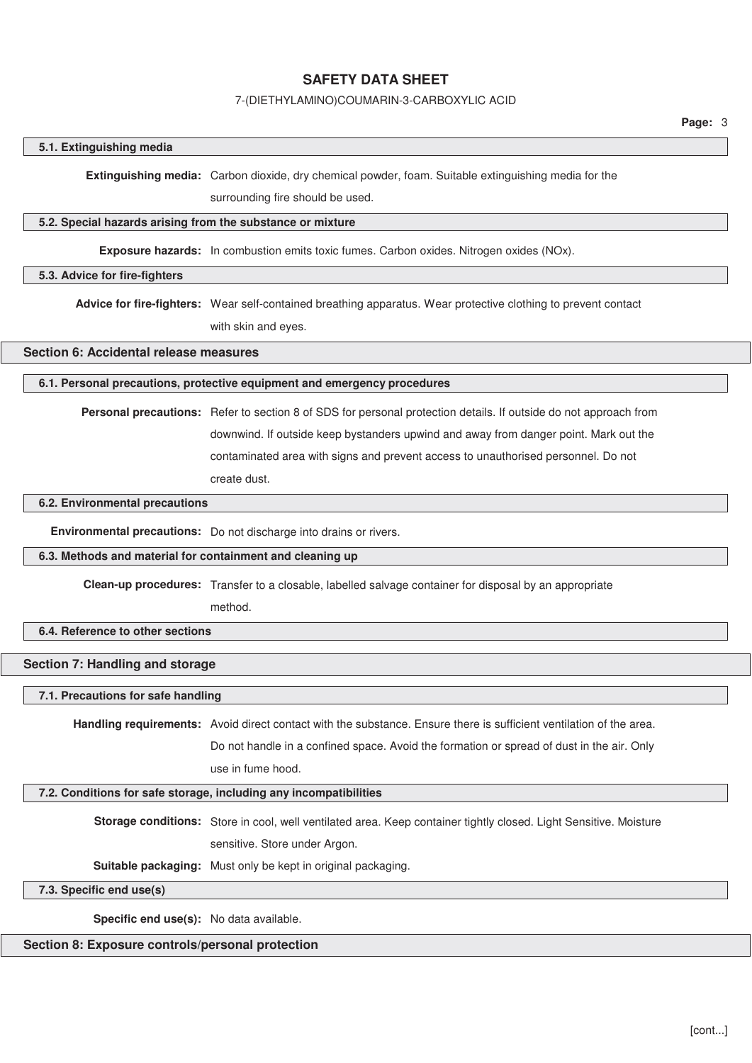### 5.1. Extinguishing media

**Extinguishing media:** Carbon dioxide, dry chemical powder, foam. Suitable extinguishing media for the surrounding fire should be used.

### 5.2. Special hazards arising from the substance or mixture

**Exposure hazards:** In combustion emits toxic fumes. Carbon oxides. Nitrogen oxides (NOx).

### 5.3. Advice for fire-fighters

**Advice for fire-fighters:** Wear self-contained breathing apparatus. Wear protective clothing to prevent contact with skin and eyes.

## Section 6: Accidental release measures

### 6.1. Personal precautions, protective equipment and emergency procedures

**Personal precautions:** Refer to section 8 of SDS for personal protection details. If outside do not approach from downwind. If outside keep bystanders upwind and away from danger point. Mark out the contaminated area with signs and prevent access to unauthorised personnel. Do not create dust.

### 6.2. Environmental precautions

**Environmental precautions:** Do not discharge into drains or rivers.

### 6.3. Methods and material for containment and cleaning up

**Clean-up procedures:** Transfer to a closable, labelled salvage container for disposal by an appropriate method.

### 6.4. Reference to other sections

## Section 7: Handling and storage

### 7.1. Precautions for safe handling

**Handling requirements:** Avoid direct contact with the substance. Ensure there is sufficient ventilation of the area. Do not handle in a confined space. Avoid the formation or spread of dust in the air. Only use in fume hood.

### 7.2. Conditions for safe storage, including any incompatibilities

**Storage conditions:** Store in cool, well ventilated area. Keep container tightly closed. Light Sensitive. Moisture sensitive. Store under Argon.

**Suitable packaging:** Must only be kept in original packaging.

### 7.3. Specific end use(s)

**Specific end use(s):** No data available.

## Section 8: Exposure controls/personal protection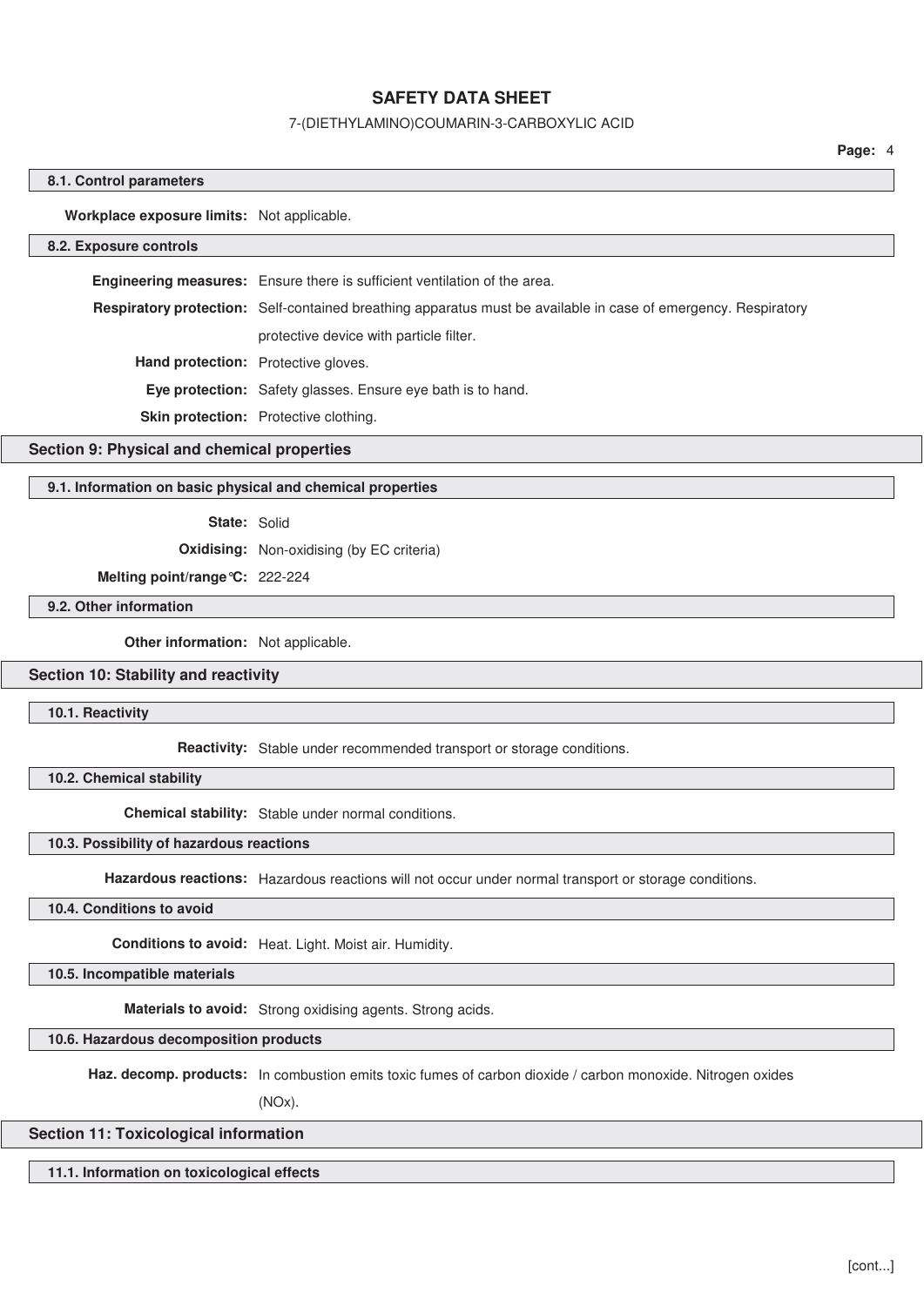### 8.1. Control parameters

**Workplace exposure limits:** Not applicable.

### 8.2. Exposure controls

**Engineering measures:** Ensure there is sufficient ventilation of the area.

**Respiratory protection:** Self-contained breathing apparatus must be available in case of emergency. Respiratory protective device with particle filter.

**Hand protection:** Protective gloves.

**Eye protection:** Safety glasses. Ensure eye bath is to hand.

**Skin protection:** Protective clothing.

## Section 9: Physical and chemical properties

### 9.1. Information on basic physical and chemical properties

**State:** Solid

**Oxidising:** Non-oxidising (by EC criteria)

**Melting point/range°C:** 222-224

### 9.2. Other information

**Other information:** Not applicable.

## Section 10: Stability and reactivity

### 10.1. Reactivity

**Reactivity:** Stable under recommended transport or storage conditions.

### 10.2. Chemical stability

**Chemical stability:** Stable under normal conditions.

### 10.3. Possibility of hazardous reactions

**Hazardous reactions:** Hazardous reactions will not occur under normal transport or storage conditions.

### 10.4. Conditions to avoid

**Conditions to avoid:** Heat. Light. Moist air. Humidity.

### 10.5. Incompatible materials

**Materials to avoid:** Strong oxidising agents. Strong acids.

### 10.6. Hazardous decomposition products

**Haz. decomp. products:** In combustion emits toxic fumes of carbon dioxide / carbon monoxide. Nitrogen oxides ($NO_x$).

## Section 11: Toxicological information

### 11.1. Information on toxicological effects

[cont...]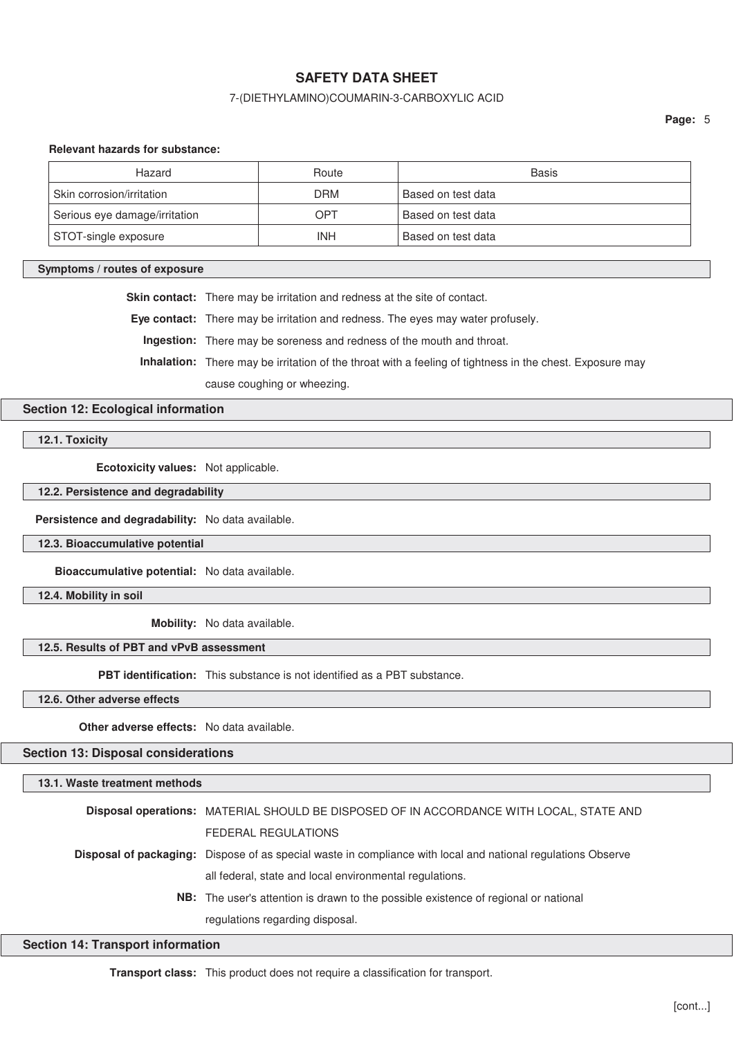**Relevant hazards for substance:**

| Hazard | Route | Basis |
| --- | --- | --- |
| Skin corrosion/irritation | DRM | Based on test data |
| Serious eye damage/irritation | OPT | Based on test data |
| STOT-single exposure | INH | Based on test data |

### Symptoms / routes of exposure

**Skin contact:** There may be irritation and redness at the site of contact.

**Eye contact:** There may be irritation and redness. The eyes may water profusely.

**Ingestion:** There may be soreness and redness of the mouth and throat.

**Inhalation:** There may be irritation of the throat with a feeling of tightness in the chest. Exposure may cause coughing or wheezing.

## Section 12: Ecological information

### 12.1. Toxicity

**Ecotoxicity values:** Not applicable.

### 12.2. Persistence and degradability

**Persistence and degradability:** No data available.

### 12.3. Bioaccumulative potential

**Bioaccumulative potential:** No data available.

### 12.4. Mobility in soil

**Mobility:** No data available.

### 12.5. Results of PBT and vPvB assessment

**PBT identification:** This substance is not identified as a PBT substance.

### 12.6. Other adverse effects

**Other adverse effects:** No data available.

## Section 13: Disposal considerations

### 13.1. Waste treatment methods

**Disposal operations:** MATERIAL SHOULD BE DISPOSED OF IN ACCORDANCE WITH LOCAL, STATE AND FEDERAL REGULATIONS

**Disposal of packaging:** Dispose of as special waste in compliance with local and national regulations Observe all federal, state and local environmental regulations.

**NB:** The user's attention is drawn to the possible existence of regional or national regulations regarding disposal.

## Section 14: Transport information

**Transport class:** This product does not require a classification for transport.

[cont...]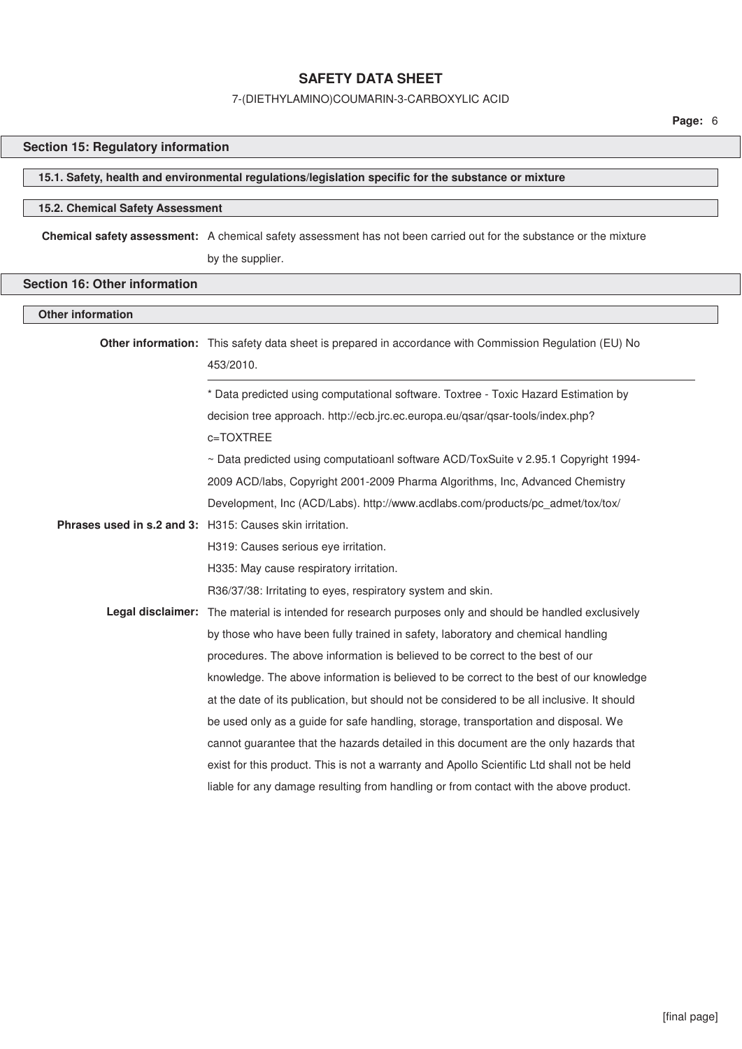## Section 15: Regulatory information

### 15.1. Safety, health and environmental regulations/legislation specific for the substance or mixture

### 15.2. Chemical Safety Assessment

**Chemical safety assessment:** A chemical safety assessment has not been carried out for the substance or the mixture by the supplier.

## Section 16: Other information

### Other information

**Other information:** This safety data sheet is prepared in accordance with Commission Regulation (EU) No 453/2010.

---

* Data predicted using computational software. Toxtree - Toxic Hazard Estimation by decision tree approach. http://ecb.jrc.ec.europa.eu/qsar/qsar-tools/index.php?c=TOXTREE

~ Data predicted using computatioanl software ACD/ToxSuite v 2.95.1 Copyright 1994-2009 ACD/labs, Copyright 2001-2009 Pharma Algorithms, Inc, Advanced Chemistry Development, Inc (ACD/Labs). http://www.acdlabs.com/products/pc_admet/tox/tox/

**Phrases used in s.2 and 3:** H315: Causes skin irritation.

H319: Causes serious eye irritation.

H335: May cause respiratory irritation.

R36/37/38: Irritating to eyes, respiratory system and skin.

**Legal disclaimer:** The material is intended for research purposes only and should be handled exclusively by those who have been fully trained in safety, laboratory and chemical handling procedures. The above information is believed to be correct to the best of our knowledge. The above information is believed to be correct to the best of our knowledge at the date of its publication, but should not be considered to be all inclusive. It should be used only as a guide for safe handling, storage, transportation and disposal. We cannot guarantee that the hazards detailed in this document are the only hazards that exist for this product. This is not a warranty and Apollo Scientific Ltd shall not be held liable for any damage resulting from handling or from contact with the above product.

[final page]